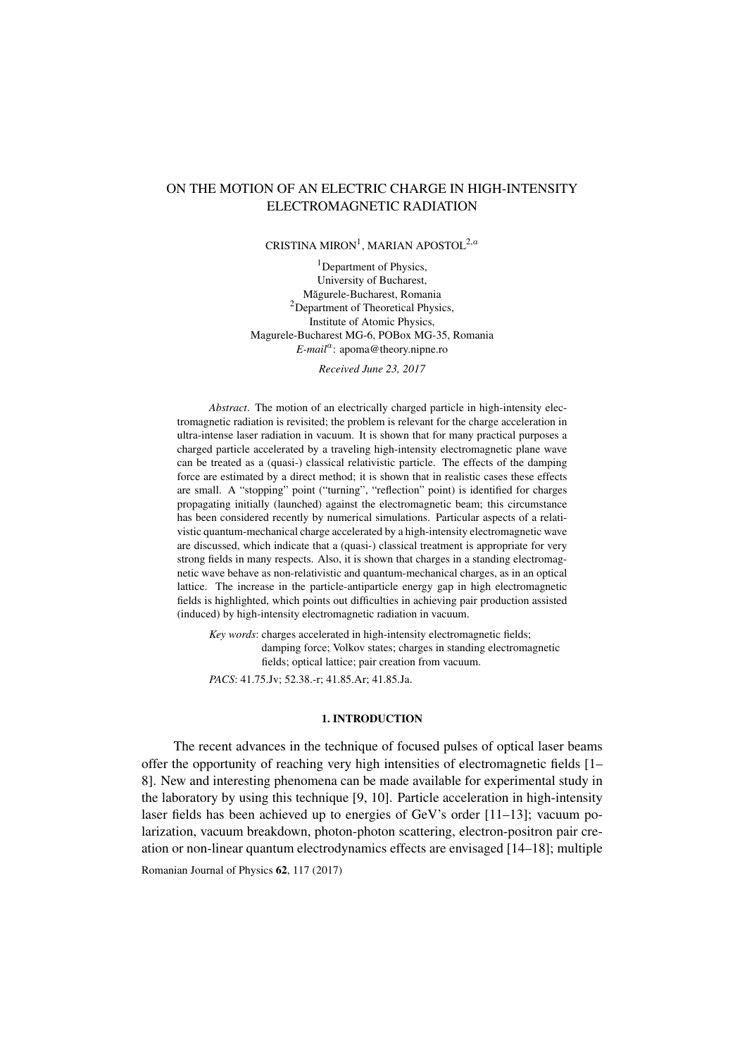# ON THE MOTION OF AN ELECTRIC CHARGE IN HIGH-INTENSITY ELECTROMAGNETIC RADIATION

CRISTINA MIRON[1], MARIAN APOSTOL[2,a]

[1]Department of Physics,
University of Bucharest,
Măgurele-Bucharest, Romania
[2]Department of Theoretical Physics,
Institute of Atomic Physics,
Magurele-Bucharest MG-6, POBox MG-35, Romania
*E-mail*[a]: apoma@theory.nipne.ro

*Received June 23, 2017*

*Abstract*. The motion of an electrically charged particle in high-intensity electromagnetic radiation is revisited; the problem is relevant for the charge acceleration in ultra-intense laser radiation in vacuum. It is shown that for many practical purposes a charged particle accelerated by a traveling high-intensity electromagnetic plane wave can be treated as a (quasi-) classical relativistic particle. The effects of the damping force are estimated by a direct method; it is shown that in realistic cases these effects are small. A "stopping" point ("turning", "reflection" point) is identified for charges propagating initially (launched) against the electromagnetic beam; this circumstance has been considered recently by numerical simulations. Particular aspects of a relativistic quantum-mechanical charge accelerated by a high-intensity electromagnetic wave are discussed, which indicate that a (quasi-) classical treatment is appropriate for very strong fields in many respects. Also, it is shown that charges in a standing electromagnetic wave behave as non-relativistic and quantum-mechanical charges, as in an optical lattice. The increase in the particle-antiparticle energy gap in high electromagnetic fields is highlighted, which points out difficulties in achieving pair production assisted (induced) by high-intensity electromagnetic radiation in vacuum.

*Key words*: charges accelerated in high-intensity electromagnetic fields; damping force; Volkov states; charges in standing electromagnetic fields; optical lattice; pair creation from vacuum.

*PACS*: 41.75.Jv; 52.38.-r; 41.85.Ar; 41.85.Ja.

## 1. INTRODUCTION

The recent advances in the technique of focused pulses of optical laser beams offer the opportunity of reaching very high intensities of electromagnetic fields [1–8]. New and interesting phenomena can be made available for experimental study in the laboratory by using this technique [9, 10]. Particle acceleration in high-intensity laser fields has been achieved up to energies of GeV's order [11–13]; vacuum polarization, vacuum breakdown, photon-photon scattering, electron-positron pair creation or non-linear quantum electrodynamics effects are envisaged [14–18]; multiple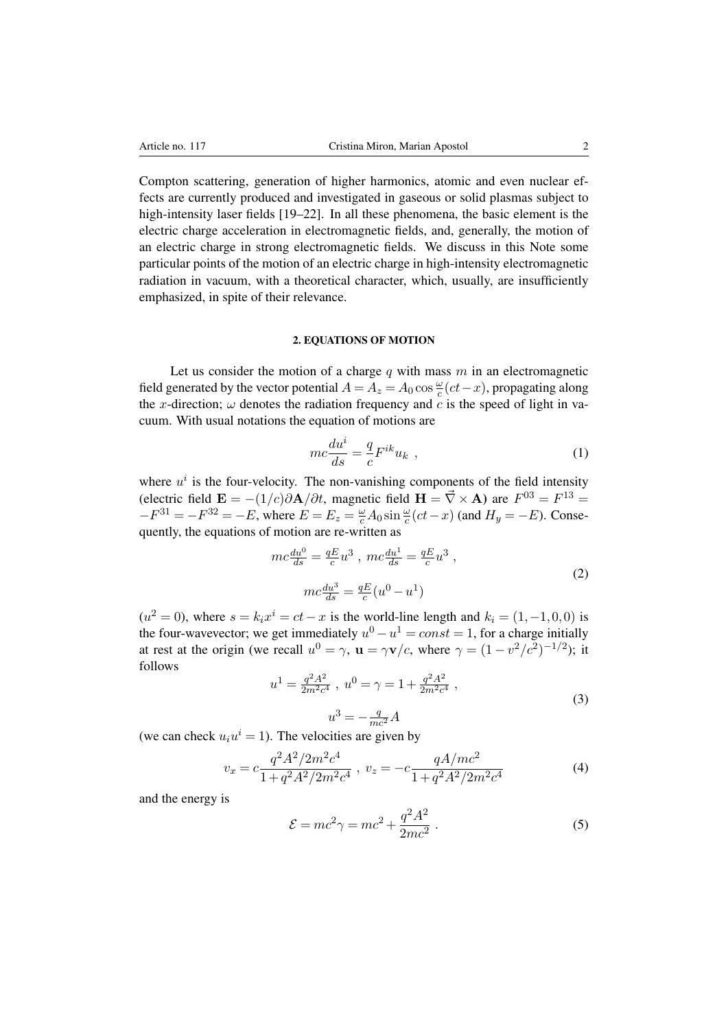Compton scattering, generation of higher harmonics, atomic and even nuclear effects are currently produced and investigated in gaseous or solid plasmas subject to high-intensity laser fields [19–22]. In all these phenomena, the basic element is the electric charge acceleration in electromagnetic fields, and, generally, the motion of an electric charge in strong electromagnetic fields. We discuss in this Note some particular points of the motion of an electric charge in high-intensity electromagnetic radiation in vacuum, with a theoretical character, which, usually, are insufficiently emphasized, in spite of their relevance.

## 2. EQUATIONS OF MOTION

Let us consider the motion of a charge $q$ with mass $m$ in an electromagnetic field generated by the vector potential $A = A_z = A_0 \cos\frac{\omega}{c}(ct - x)$, propagating along the $x$-direction; $\omega$ denotes the radiation frequency and $c$ is the speed of light in vacuum. With usual notations the equation of motions are

$$mc\frac{du^i}{ds} = \frac{q}{c}F^{ik}u_k \ , \tag{1}$$

where $u^i$ is the four-velocity. The non-vanishing components of the field intensity (electric field $\mathbf{E} = -(1/c)\partial\mathbf{A}/\partial t$, magnetic field $\mathbf{H} = \vec{\nabla} \times \mathbf{A}$) are $F^{03} = F^{13} = -F^{31} = -F^{32} = -E$, where $E = E_z = \frac{\omega}{c}A_0 \sin\frac{\omega}{c}(ct - x)$ (and $H_y = -E$). Consequently, the equations of motion are re-written as

$$mc\frac{du^0}{ds} = \frac{qE}{c}u^3 \ , \ mc\frac{du^1}{ds} = \frac{qE}{c}u^3 \ ,$$
$$mc\frac{du^3}{ds} = \frac{qE}{c}(u^0 - u^1) \tag{2}$$

($u^2 = 0$), where $s = k_i x^i = ct - x$ is the world-line length and $k_i = (1, -1, 0, 0)$ is the four-wavevector; we get immediately $u^0 - u^1 = const = 1$, for a charge initially at rest at the origin (we recall $u^0 = \gamma$, $\mathbf{u} = \gamma\mathbf{v}/c$, where $\gamma = (1 - v^2/c^2)^{-1/2}$); it follows

$$u^1 = \frac{q^2A^2}{2m^2c^4} \ , \ u^0 = \gamma = 1 + \frac{q^2A^2}{2m^2c^4} \ ,$$
$$u^3 = -\frac{q}{mc^2}A \tag{3}$$

(we can check $u_i u^i = 1$). The velocities are given by

$$v_x = c\frac{q^2A^2/2m^2c^4}{1 + q^2A^2/2m^2c^4} \ , \ v_z = -c\frac{qA/mc^2}{1 + q^2A^2/2m^2c^4} \tag{4}$$

and the energy is

$$\mathcal{E} = mc^2\gamma = mc^2 + \frac{q^2A^2}{2mc^2} \ . \tag{5}$$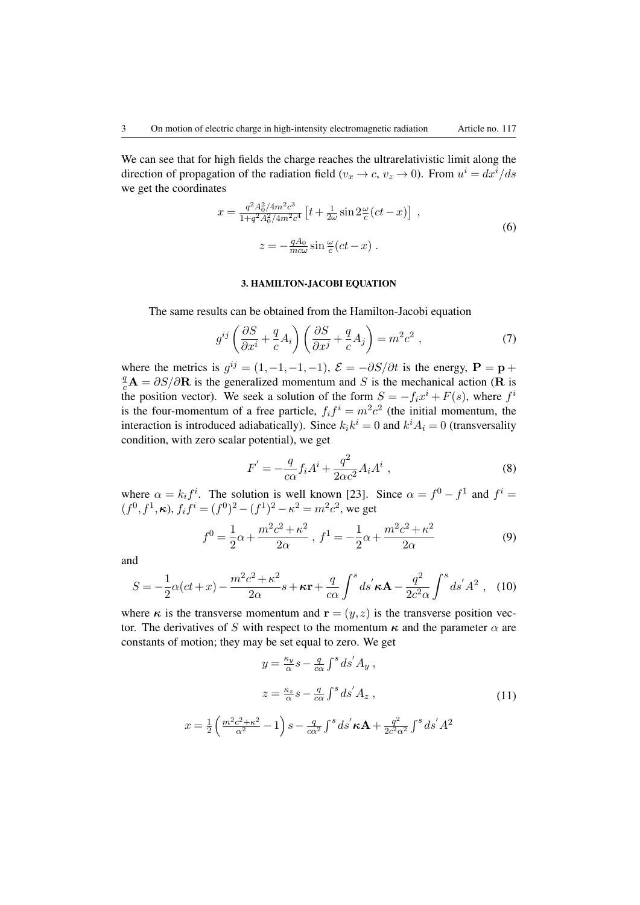We can see that for high fields the charge reaches the ultrarelativistic limit along the direction of propagation of the radiation field ($v_x \to c$, $v_z \to 0$). From $u^i = dx^i/ds$ we get the coordinates

$$
\begin{gathered}
x = \frac{q^2A_0^2/4m^2c^3}{1+q^2A_0^2/4m^2c^4}\left[t+\frac{1}{2\omega}\sin 2\frac{\omega}{c}(ct-x)\right] \ , \\
z = -\frac{qA_0}{mc\omega}\sin\frac{\omega}{c}(ct-x) \ .
\end{gathered}
\tag{6}
$$

## 3. HAMILTON-JACOBI EQUATION

The same results can be obtained from the Hamilton-Jacobi equation

$$
g^{ij}\left(\frac{\partial S}{\partial x^i}+\frac{q}{c}A_i\right)\left(\frac{\partial S}{\partial x^j}+\frac{q}{c}A_j\right) = m^2c^2 \ ,
\tag{7}
$$

where the metrics is $g^{ij} = (1,-1,-1,-1)$, $\mathcal{E} = -\partial S/\partial t$ is the energy, $\mathbf{P} = \mathbf{p} + \frac{q}{c}\mathbf{A} = \partial S/\partial \mathbf{R}$ is the generalized momentum and $S$ is the mechanical action ($\mathbf{R}$ is the position vector). We seek a solution of the form $S = -f_ix^i + F(s)$, where $f^i$ is the four-momentum of a free particle, $f_if^i = m^2c^2$ (the initial momentum, the interaction is introduced adiabatically). Since $k_ik^i = 0$ and $k^iA_i = 0$ (transversality condition, with zero scalar potential), we get

$$
F' = -\frac{q}{c\alpha}f_iA^i + \frac{q^2}{2\alpha c^2}A_iA^i \ ,
\tag{8}
$$

where $\alpha = k_if^i$. The solution is well known [23]. Since $\alpha = f^0 - f^1$ and $f^i = (f^0, f^1, \boldsymbol{\kappa})$, $f_if^i = (f^0)^2 - (f^1)^2 - \kappa^2 = m^2c^2$, we get

$$
f^0 = \frac{1}{2}\alpha + \frac{m^2c^2+\kappa^2}{2\alpha} \ , \ f^1 = -\frac{1}{2}\alpha + \frac{m^2c^2+\kappa^2}{2\alpha}
\tag{9}
$$

and

$$
S = -\frac{1}{2}\alpha(ct+x) - \frac{m^2c^2+\kappa^2}{2\alpha}s + \boldsymbol{\kappa}\mathbf{r} + \frac{q}{c\alpha}\int^s ds'\boldsymbol{\kappa}\mathbf{A} - \frac{q^2}{2c^2\alpha}\int^s ds' A^2 \ ,
\tag{10}
$$

where $\boldsymbol{\kappa}$ is the transverse momentum and $\mathbf{r} = (y,z)$ is the transverse position vector. The derivatives of $S$ with respect to the momentum $\boldsymbol{\kappa}$ and the parameter $\alpha$ are constants of motion; they may be set equal to zero. We get

$$
\begin{gathered}
y = \frac{\kappa_y}{\alpha}s - \frac{q}{c\alpha}\int^s ds' A_y \ , \\
z = \frac{\kappa_z}{\alpha}s - \frac{q}{c\alpha}\int^s ds' A_z \ , \\
x = \frac{1}{2}\left(\frac{m^2c^2+\kappa^2}{\alpha^2}-1\right)s - \frac{q}{c\alpha^2}\int^s ds'\boldsymbol{\kappa}\mathbf{A} + \frac{q^2}{2c^2\alpha^2}\int^s ds' A^2
\end{gathered}
\tag{11}
$$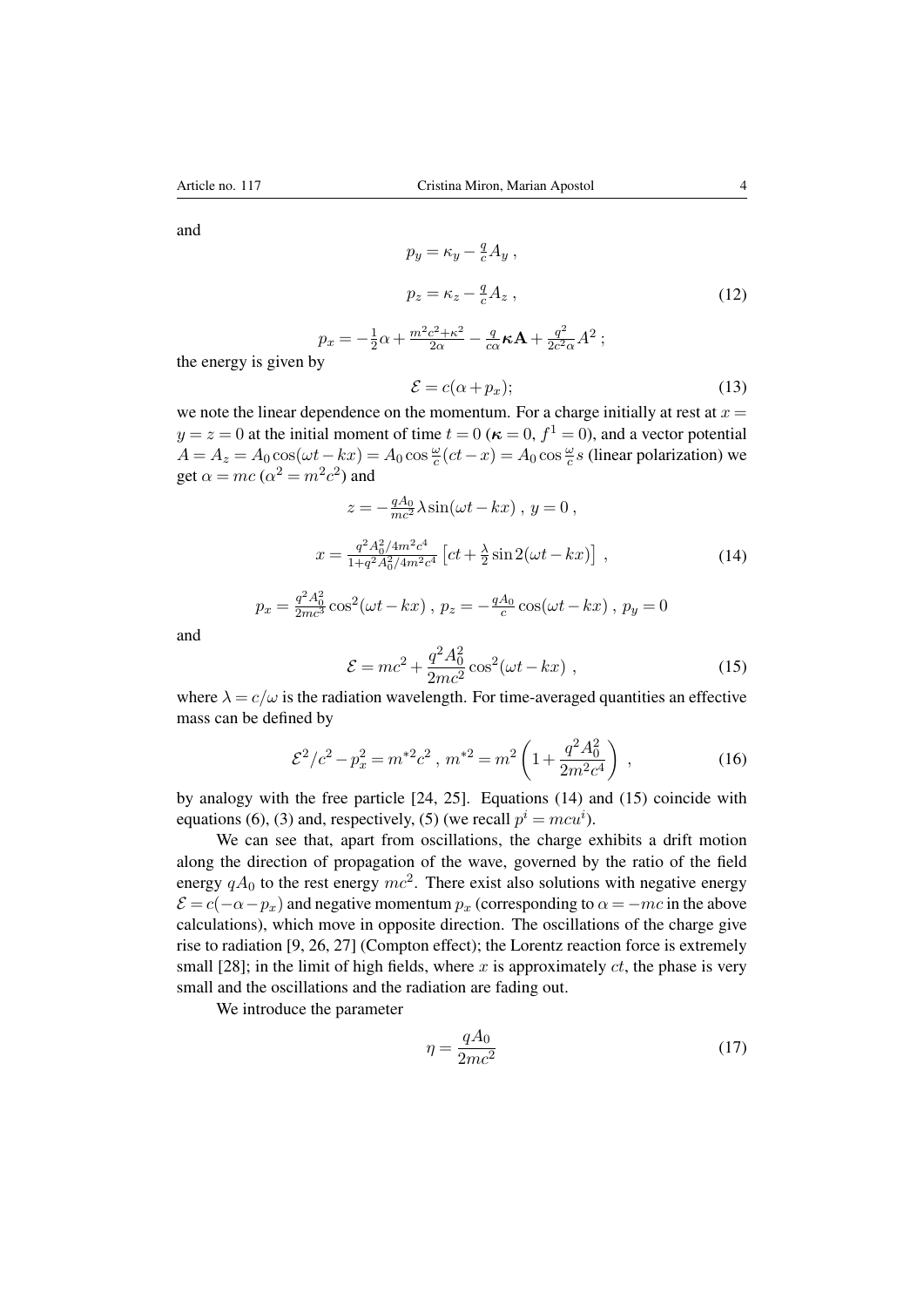and

$$p_y = \kappa_y - \tfrac{q}{c}A_y \ ,$$

$$p_z = \kappa_z - \tfrac{q}{c}A_z \ , \tag{12}$$

$$p_x = -\tfrac{1}{2}\alpha + \tfrac{m^2c^2+\kappa^2}{2\alpha} - \tfrac{q}{c\alpha}\boldsymbol{\kappa}\mathbf{A} + \tfrac{q^2}{2c^2\alpha}A^2 \ ;$$

the energy is given by

$$\mathcal{E} = c(\alpha + p_x); \tag{13}$$

we note the linear dependence on the momentum. For a charge initially at rest at $x = y = z = 0$ at the initial moment of time $t = 0$ ($\boldsymbol{\kappa} = 0$, $f^1 = 0$), and a vector potential $A = A_z = A_0\cos(\omega t - kx) = A_0\cos\frac{\omega}{c}(ct - x) = A_0\cos\frac{\omega}{c}s$ (linear polarization) we get $\alpha = mc$ ($\alpha^2 = m^2c^2$) and

$$z = -\tfrac{qA_0}{mc^2}\lambda\sin(\omega t - kx) \ , \ y = 0 \ ,$$

$$x = \tfrac{q^2A_0^2/4m^2c^4}{1+q^2A_0^2/4m^2c^4}\left[ct + \tfrac{\lambda}{2}\sin 2(\omega t - kx)\right] \ , \tag{14}$$

$$p_x = \tfrac{q^2A_0^2}{2mc^3}\cos^2(\omega t - kx) \ , \ p_z = -\tfrac{qA_0}{c}\cos(\omega t - kx) \ , \ p_y = 0$$

and

$$\mathcal{E} = mc^2 + \frac{q^2A_0^2}{2mc^2}\cos^2(\omega t - kx) \ , \tag{15}$$

where $\lambda = c/\omega$ is the radiation wavelength. For time-averaged quantities an effective mass can be defined by

$$\mathcal{E}^2/c^2 - p_x^2 = m^{*2}c^2 \ , \ m^{*2} = m^2\left(1 + \frac{q^2A_0^2}{2m^2c^4}\right) \ , \tag{16}$$

by analogy with the free particle [24, 25]. Equations (14) and (15) coincide with equations (6), (3) and, respectively, (5) (we recall $p^i = mcu^i$).

We can see that, apart from oscillations, the charge exhibits a drift motion along the direction of propagation of the wave, governed by the ratio of the field energy $qA_0$ to the rest energy $mc^2$. There exist also solutions with negative energy $\mathcal{E} = c(-\alpha - p_x)$ and negative momentum $p_x$ (corresponding to $\alpha = -mc$ in the above calculations), which move in opposite direction. The oscillations of the charge give rise to radiation [9, 26, 27] (Compton effect); the Lorentz reaction force is extremely small [28]; in the limit of high fields, where $x$ is approximately $ct$, the phase is very small and the oscillations and the radiation are fading out.

We introduce the parameter

$$\eta = \frac{qA_0}{2mc^2} \tag{17}$$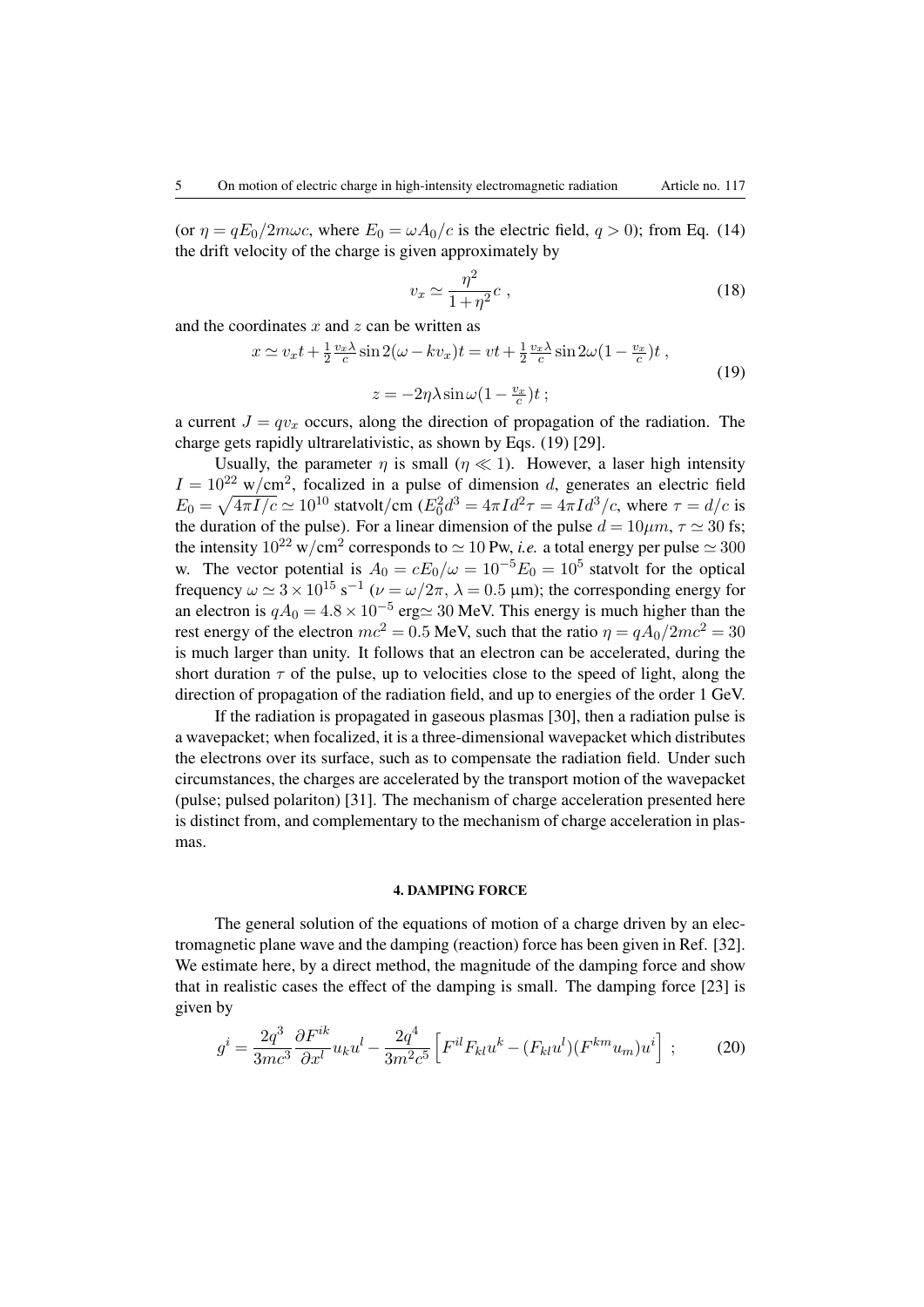(or $\eta = qE_0/2m\omega c$, where $E_0 = \omega A_0/c$ is the electric field, $q > 0$); from Eq. (14) the drift velocity of the charge is given approximately by

$$v_x \simeq \frac{\eta^2}{1+\eta^2} c \ , \tag{18}$$

and the coordinates $x$ and $z$ can be written as

$$\begin{gathered} x \simeq v_x t + \frac{1}{2}\frac{v_x \lambda}{c} \sin 2(\omega - k v_x)t = vt + \frac{1}{2}\frac{v_x\lambda}{c}\sin 2\omega(1-\frac{v_x}{c})t \ , \\ z = -2\eta\lambda \sin\omega(1-\frac{v_x}{c})t \ ; \end{gathered} \tag{19}$$

a current $J = qv_x$ occurs, along the direction of propagation of the radiation. The charge gets rapidly ultrarelativistic, as shown by Eqs. (19) [29].

Usually, the parameter $\eta$ is small ($\eta \ll 1$). However, a laser high intensity $I = 10^{22}$ w/cm$^2$, focalized in a pulse of dimension $d$, generates an electric field $E_0 = \sqrt{4\pi I/c} \simeq 10^{10}$ statvolt/cm ($E_0^2 d^3 = 4\pi I d^2 \tau = 4\pi I d^3/c$, where $\tau = d/c$ is the duration of the pulse). For a linear dimension of the pulse $d = 10\mu m$, $\tau \simeq 30$ fs; the intensity $10^{22}$ w/cm$^2$ corresponds to $\simeq 10$ Pw, *i.e.* a total energy per pulse $\simeq 300$ w. The vector potential is $A_0 = cE_0/\omega = 10^{-5}E_0 = 10^5$ statvolt for the optical frequency $\omega \simeq 3\times 10^{15}$ s$^{-1}$ ($\nu = \omega/2\pi$, $\lambda = 0.5$ μm); the corresponding energy for an electron is $qA_0 = 4.8\times 10^{-5}$ erg$\simeq 30$ MeV. This energy is much higher than the rest energy of the electron $mc^2 = 0.5$ MeV, such that the ratio $\eta = qA_0/2mc^2 = 30$ is much larger than unity. It follows that an electron can be accelerated, during the short duration $\tau$ of the pulse, up to velocities close to the speed of light, along the direction of propagation of the radiation field, and up to energies of the order 1 GeV.

If the radiation is propagated in gaseous plasmas [30], then a radiation pulse is a wavepacket; when focalized, it is a three-dimensional wavepacket which distributes the electrons over its surface, such as to compensate the radiation field. Under such circumstances, the charges are accelerated by the transport motion of the wavepacket (pulse; pulsed polariton) [31]. The mechanism of charge acceleration presented here is distinct from, and complementary to the mechanism of charge acceleration in plasmas.

## 4. DAMPING FORCE

The general solution of the equations of motion of a charge driven by an electromagnetic plane wave and the damping (reaction) force has been given in Ref. [32]. We estimate here, by a direct method, the magnitude of the damping force and show that in realistic cases the effect of the damping is small. The damping force [23] is given by

$$g^i = \frac{2q^3}{3mc^3}\frac{\partial F^{ik}}{\partial x^l}u_k u^l - \frac{2q^4}{3m^2c^5}\left[F^{il}F_{kl}u^k - (F_{kl}u^l)(F^{km}u_m)u^i\right] \ ; \tag{20}$$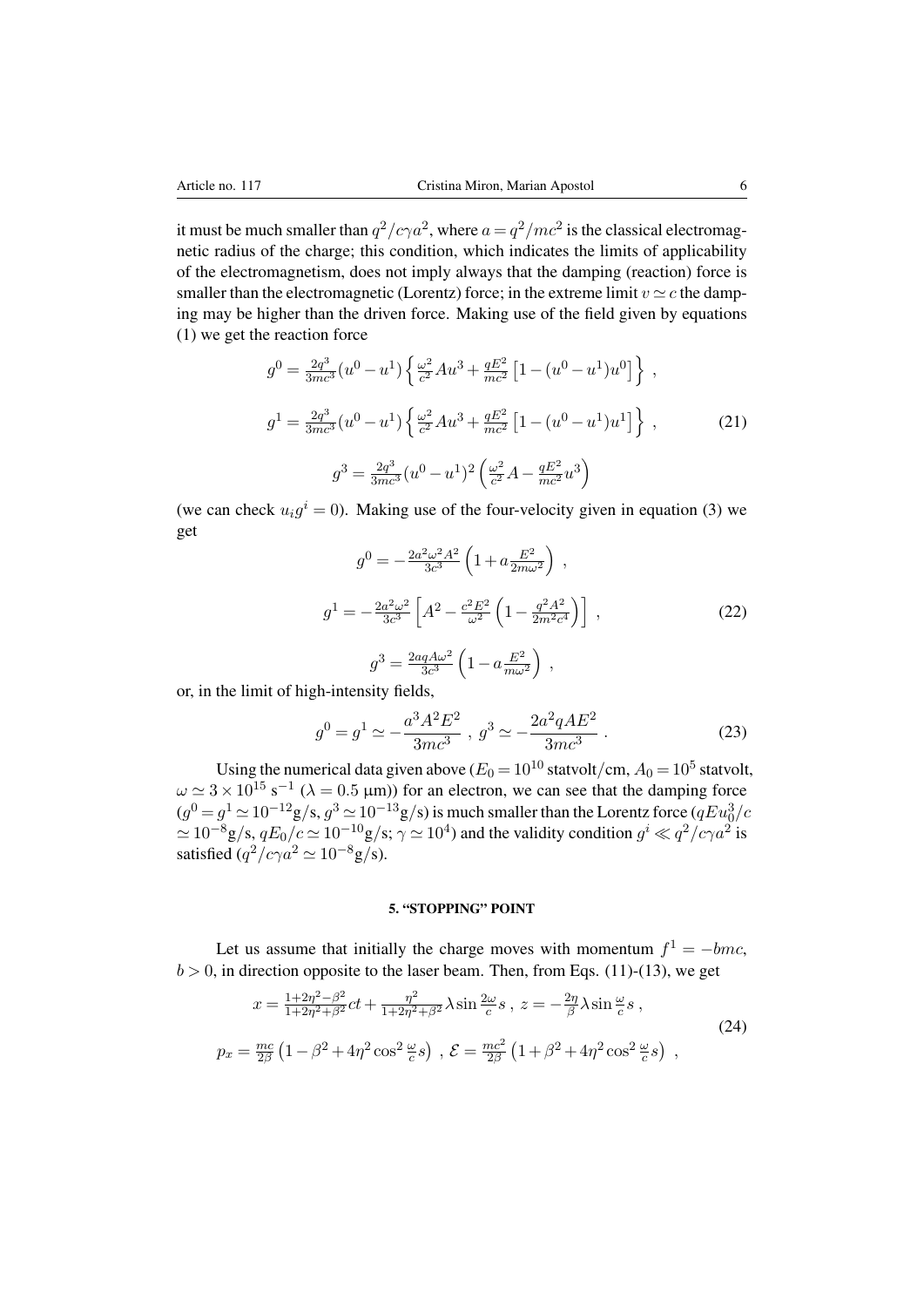it must be much smaller than $q^2/c\gamma a^2$, where $a = q^2/mc^2$ is the classical electromagnetic radius of the charge; this condition, which indicates the limits of applicability of the electromagnetism, does not imply always that the damping (reaction) force is smaller than the electromagnetic (Lorentz) force; in the extreme limit $v \simeq c$ the damping may be higher than the driven force. Making use of the field given by equations (1) we get the reaction force

$$
\begin{gathered}
g^0 = \frac{2q^3}{3mc^3}(u^0 - u^1)\left\{\frac{\omega^2}{c^2}Au^3 + \frac{qE^2}{mc^2}\left[1 - (u^0 - u^1)u^0\right]\right\} , \\
g^1 = \frac{2q^3}{3mc^3}(u^0 - u^1)\left\{\frac{\omega^2}{c^2}Au^3 + \frac{qE^2}{mc^2}\left[1 - (u^0 - u^1)u^1\right]\right\} , \\
g^3 = \frac{2q^3}{3mc^3}(u^0 - u^1)^2\left(\frac{\omega^2}{c^2}A - \frac{qE^2}{mc^2}u^3\right)
\end{gathered}
\tag{21}
$$

(we can check $u_i g^i = 0$). Making use of the four-velocity given in equation (3) we get

$$
\begin{gathered}
g^0 = -\frac{2a^2\omega^2 A^2}{3c^3}\left(1 + a\frac{E^2}{2m\omega^2}\right) , \\
g^1 = -\frac{2a^2\omega^2}{3c^3}\left[A^2 - \frac{c^2E^2}{\omega^2}\left(1 - \frac{q^2A^2}{2m^2c^4}\right)\right] , \\
g^3 = \frac{2aqA\omega^2}{3c^3}\left(1 - a\frac{E^2}{m\omega^2}\right) ,
\end{gathered}
\tag{22}
$$

or, in the limit of high-intensity fields,

$$
g^0 = g^1 \simeq -\frac{a^3A^2E^2}{3mc^3} \ , \ g^3 \simeq -\frac{2a^2qAE^2}{3mc^3} \ .
\tag{23}
$$

Using the numerical data given above ($E_0 = 10^{10}$ statvolt/cm, $A_0 = 10^5$ statvolt, $\omega \simeq 3\times 10^{15}\ \mathrm{s}^{-1}$ ($\lambda = 0.5\ \mu\mathrm{m}$)) for an electron, we can see that the damping force ($g^0 = g^1 \simeq 10^{-12}$g/s, $g^3 \simeq 10^{-13}$g/s) is much smaller than the Lorentz force ($qEu_0^3/c \simeq 10^{-8}$g/s, $qE_0/c \simeq 10^{-10}$g/s; $\gamma \simeq 10^4$) and the validity condition $g^i \ll q^2/c\gamma a^2$ is satisfied ($q^2/c\gamma a^2 \simeq 10^{-8}$g/s).

## 5. "STOPPING" POINT

Let us assume that initially the charge moves with momentum $f^1 = -bmc$, $b > 0$, in direction opposite to the laser beam. Then, from Eqs. (11)-(13), we get

$$
\begin{gathered}
x = \frac{1+2\eta^2-\beta^2}{1+2\eta^2+\beta^2}ct + \frac{\eta^2}{1+2\eta^2+\beta^2}\lambda\sin\frac{2\omega}{c}s \ , \ z = -\frac{2\eta}{\beta}\lambda\sin\frac{\omega}{c}s \ , \\
p_x = \frac{mc}{2\beta}\left(1 - \beta^2 + 4\eta^2\cos^2\frac{\omega}{c}s\right) \ , \ \mathcal{E} = \frac{mc^2}{2\beta}\left(1 + \beta^2 + 4\eta^2\cos^2\frac{\omega}{c}s\right) \ ,
\end{gathered}
\tag{24}
$$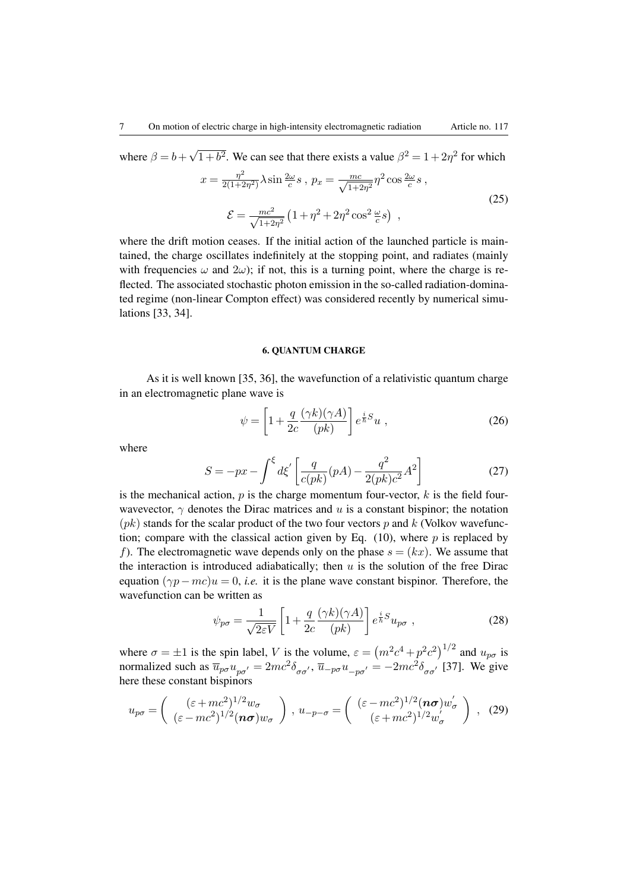where $\beta = b + \sqrt{1+b^2}$. We can see that there exists a value $\beta^2 = 1 + 2\eta^2$ for which

$$
\begin{gathered}
x = \frac{\eta^2}{2(1+2\eta^2)}\lambda \sin\frac{2\omega}{c}s \; , \; p_x = \frac{mc}{\sqrt{1+2\eta^2}}\eta^2 \cos\frac{2\omega}{c}s \; , \\
\mathcal{E} = \frac{mc^2}{\sqrt{1+2\eta^2}}\left(1+\eta^2+2\eta^2\cos^2\frac{\omega}{c}s\right) \; ,
\end{gathered}
\tag{25}
$$

where the drift motion ceases. If the initial action of the launched particle is maintained, the charge oscillates indefinitely at the stopping point, and radiates (mainly with frequencies $\omega$ and $2\omega$); if not, this is a turning point, where the charge is reflected. The associated stochastic photon emission in the so-called radiation-dominated regime (non-linear Compton effect) was considered recently by numerical simulations [33, 34].

## 6. QUANTUM CHARGE

As it is well known [35, 36], the wavefunction of a relativistic quantum charge in an electromagnetic plane wave is

$$
\psi = \left[1 + \frac{q}{2c}\frac{(\gamma k)(\gamma A)}{(pk)}\right] e^{\frac{i}{\hbar}S} u \; , \tag{26}
$$

where

$$
S = -px - \int^{\xi} d\xi' \left[\frac{q}{c(pk)}(pA) - \frac{q^2}{2(pk)c^2}A^2\right] \tag{27}
$$

is the mechanical action, $p$ is the charge momentum four-vector, $k$ is the field four-wavevector, $\gamma$ denotes the Dirac matrices and $u$ is a constant bispinor; the notation $(pk)$ stands for the scalar product of the two four vectors $p$ and $k$ (Volkov wavefunction; compare with the classical action given by Eq. (10), where $p$ is replaced by $f$). The electromagnetic wave depends only on the phase $s = (kx)$. We assume that the interaction is introduced adiabatically; then $u$ is the solution of the free Dirac equation $(\gamma p - mc)u = 0$, *i.e.* it is the plane wave constant bispinor. Therefore, the wavefunction can be written as

$$
\psi_{p\sigma} = \frac{1}{\sqrt{2\varepsilon V}}\left[1 + \frac{q}{2c}\frac{(\gamma k)(\gamma A)}{(pk)}\right] e^{\frac{i}{\hbar}S} u_{p\sigma} \; , \tag{28}
$$

where $\sigma = \pm 1$ is the spin label, $V$ is the volume, $\varepsilon = \left(m^2c^4 + p^2c^2\right)^{1/2}$ and $u_{p\sigma}$ is normalized such as $\overline{u}_{p\sigma}u_{p\sigma'} = 2mc^2\delta_{\sigma\sigma'}$, $\overline{u}_{-p\sigma}u_{-p\sigma'} = -2mc^2\delta_{\sigma\sigma'}$ [37]. We give here these constant bispinors

$$
u_{p\sigma} = \begin{pmatrix} (\varepsilon + mc^2)^{1/2} w_\sigma \\ (\varepsilon - mc^2)^{1/2} (\boldsymbol{n\sigma}) w_\sigma \end{pmatrix} , \; u_{-p-\sigma} = \begin{pmatrix} (\varepsilon - mc^2)^{1/2} (\boldsymbol{n\sigma}) w'_\sigma \\ (\varepsilon + mc^2)^{1/2} w'_\sigma \end{pmatrix} \; , \tag{29}
$$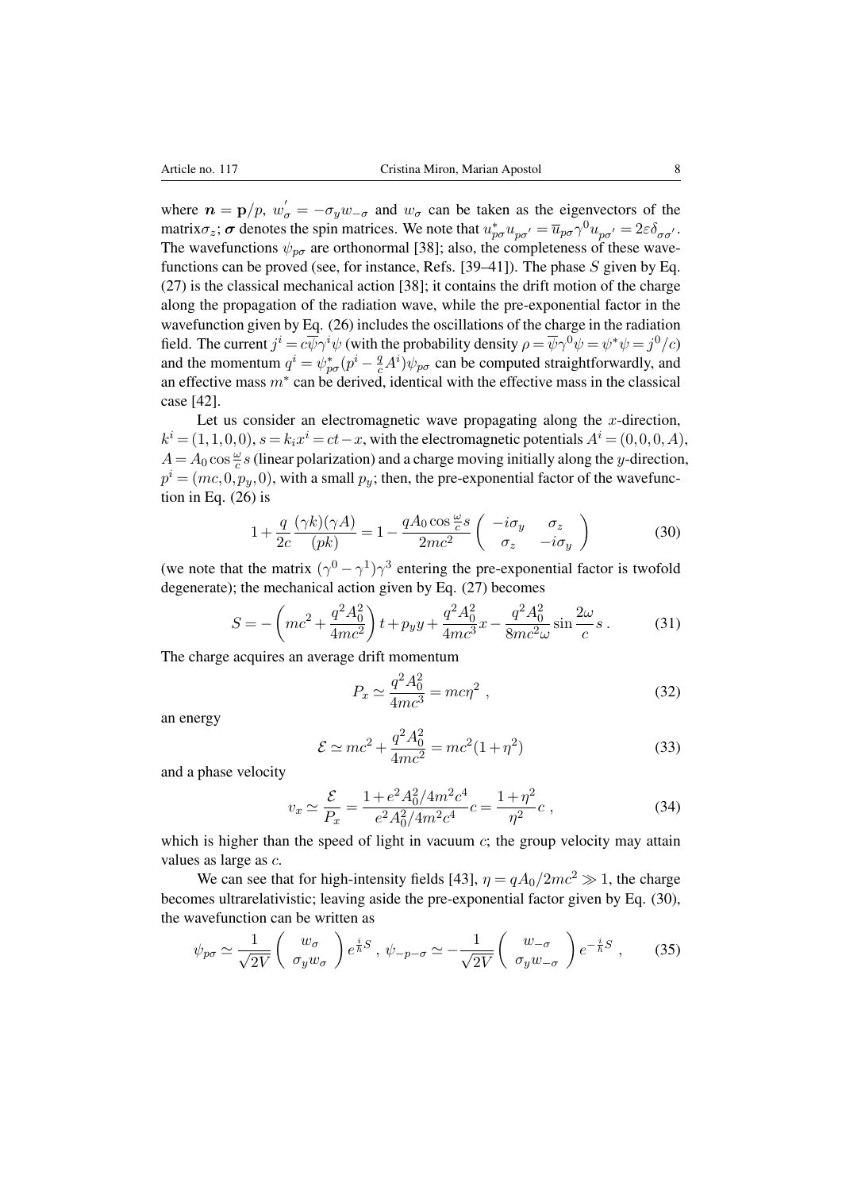where $\boldsymbol{n} = \mathbf{p}/p$, $w'_\sigma = -\sigma_y w_{-\sigma}$ and $w_\sigma$ can be taken as the eigenvectors of the matrix$\sigma_z$; $\boldsymbol{\sigma}$ denotes the spin matrices. We note that $u^*_{p\sigma}u_{p\sigma'} = \overline{u}_{p\sigma}\gamma^0 u_{p\sigma'} = 2\varepsilon\delta_{\sigma\sigma'}$. The wavefunctions $\psi_{p\sigma}$ are orthonormal [38]; also, the completeness of these wavefunctions can be proved (see, for instance, Refs. [39–41]). The phase $S$ given by Eq. (27) is the classical mechanical action [38]; it contains the drift motion of the charge along the propagation of the radiation wave, while the pre-exponential factor in the wavefunction given by Eq. (26) includes the oscillations of the charge in the radiation field. The current $j^i = c\overline{\psi}\gamma^i\psi$ (with the probability density $\rho = \overline{\psi}\gamma^0\psi = \psi^*\psi = j^0/c$) and the momentum $q^i = \psi^*_{p\sigma}(p^i - \frac{q}{c}A^i)\psi_{p\sigma}$ can be computed straightforwardly, and an effective mass $m^*$ can be derived, identical with the effective mass in the classical case [42].

Let us consider an electromagnetic wave propagating along the $x$-direction, $k^i = (1,1,0,0)$, $s = k_i x^i = ct - x$, with the electromagnetic potentials $A^i = (0,0,0,A)$, $A = A_0\cos\frac{\omega}{c}s$ (linear polarization) and a charge moving initially along the $y$-direction, $p^i = (mc, 0, p_y, 0)$, with a small $p_y$; then, the pre-exponential factor of the wavefunction in Eq. (26) is

$$1 + \frac{q}{2c}\frac{(\gamma k)(\gamma A)}{(pk)} = 1 - \frac{qA_0\cos\frac{\omega}{c}s}{2mc^2}\begin{pmatrix} -i\sigma_y & \sigma_z \\ \sigma_z & -i\sigma_y \end{pmatrix} \tag{30}$$

(we note that the matrix $(\gamma^0 - \gamma^1)\gamma^3$ entering the pre-exponential factor is twofold degenerate); the mechanical action given by Eq. (27) becomes

$$S = -\left(mc^2 + \frac{q^2A_0^2}{4mc^2}\right)t + p_y y + \frac{q^2A_0^2}{4mc^3}x - \frac{q^2A_0^2}{8mc^2\omega}\sin\frac{2\omega}{c}s\,. \tag{31}$$

The charge acquires an average drift momentum

$$P_x \simeq \frac{q^2A_0^2}{4mc^3} = mc\eta^2\;, \tag{32}$$

an energy

$$\mathcal{E} \simeq mc^2 + \frac{q^2A_0^2}{4mc^2} = mc^2(1+\eta^2) \tag{33}$$

and a phase velocity

$$v_x \simeq \frac{\mathcal{E}}{P_x} = \frac{1 + e^2A_0^2/4m^2c^4}{e^2A_0^2/4m^2c^4}c = \frac{1+\eta^2}{\eta^2}c\;, \tag{34}$$

which is higher than the speed of light in vacuum $c$; the group velocity may attain values as large as $c$.

We can see that for high-intensity fields [43], $\eta = qA_0/2mc^2 \gg 1$, the charge becomes ultrarelativistic; leaving aside the pre-exponential factor given by Eq. (30), the wavefunction can be written as

$$\psi_{p\sigma} \simeq \frac{1}{\sqrt{2V}}\begin{pmatrix} w_\sigma \\ \sigma_y w_\sigma \end{pmatrix} e^{\frac{i}{\hbar}S}\;,\; \psi_{-p-\sigma} \simeq -\frac{1}{\sqrt{2V}}\begin{pmatrix} w_{-\sigma} \\ \sigma_y w_{-\sigma} \end{pmatrix} e^{-\frac{i}{\hbar}S}\;, \tag{35}$$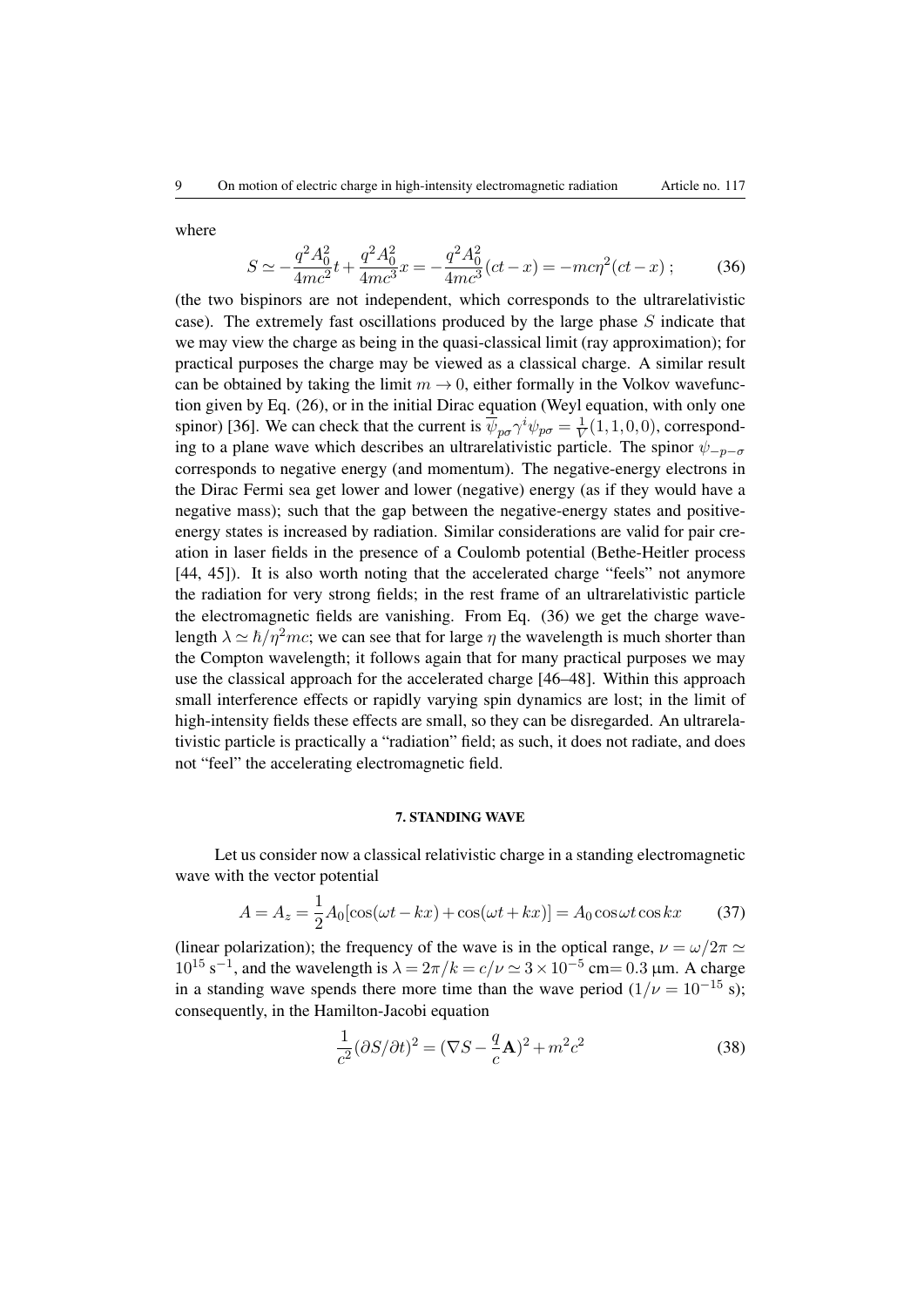where

$$S \simeq -\frac{q^2A_0^2}{4mc^2}t + \frac{q^2A_0^2}{4mc^3}x = -\frac{q^2A_0^2}{4mc^3}(ct - x) = -mc\eta^2(ct - x)\,; \tag{36}$$

(the two bispinors are not independent, which corresponds to the ultrarelativistic case). The extremely fast oscillations produced by the large phase $S$ indicate that we may view the charge as being in the quasi-classical limit (ray approximation); for practical purposes the charge may be viewed as a classical charge. A similar result can be obtained by taking the limit $m \to 0$, either formally in the Volkov wavefunction given by Eq. (26), or in the initial Dirac equation (Weyl equation, with only one spinor) [36]. We can check that the current is $\overline{\psi}_{p\sigma}\gamma^i\psi_{p\sigma} = \frac{1}{V}(1,1,0,0)$, corresponding to a plane wave which describes an ultrarelativistic particle. The spinor $\psi_{-p-\sigma}$ corresponds to negative energy (and momentum). The negative-energy electrons in the Dirac Fermi sea get lower and lower (negative) energy (as if they would have a negative mass); such that the gap between the negative-energy states and positive-energy states is increased by radiation. Similar considerations are valid for pair creation in laser fields in the presence of a Coulomb potential (Bethe-Heitler process [44, 45]). It is also worth noting that the accelerated charge "feels" not anymore the radiation for very strong fields; in the rest frame of an ultrarelativistic particle the electromagnetic fields are vanishing. From Eq. (36) we get the charge wavelength $\lambda \simeq \hbar/\eta^2 mc$; we can see that for large $\eta$ the wavelength is much shorter than the Compton wavelength; it follows again that for many practical purposes we may use the classical approach for the accelerated charge [46–48]. Within this approach small interference effects or rapidly varying spin dynamics are lost; in the limit of high-intensity fields these effects are small, so they can be disregarded. An ultrarelativistic particle is practically a "radiation" field; as such, it does not radiate, and does not "feel" the accelerating electromagnetic field.

## 7. STANDING WAVE

Let us consider now a classical relativistic charge in a standing electromagnetic wave with the vector potential

$$A = A_z = \frac{1}{2}A_0[\cos(\omega t - kx) + \cos(\omega t + kx)] = A_0 \cos\omega t \cos kx \tag{37}$$

(linear polarization); the frequency of the wave is in the optical range, $\nu = \omega/2\pi \simeq 10^{15}\ \text{s}^{-1}$, and the wavelength is $\lambda = 2\pi/k = c/\nu \simeq 3\times 10^{-5}$ cm$= 0.3$ μm. A charge in a standing wave spends there more time than the wave period ($1/\nu = 10^{-15}$ s); consequently, in the Hamilton-Jacobi equation

$$\frac{1}{c^2}(\partial S/\partial t)^2 = (\nabla S - \frac{q}{c}\mathbf{A})^2 + m^2c^2 \tag{38}$$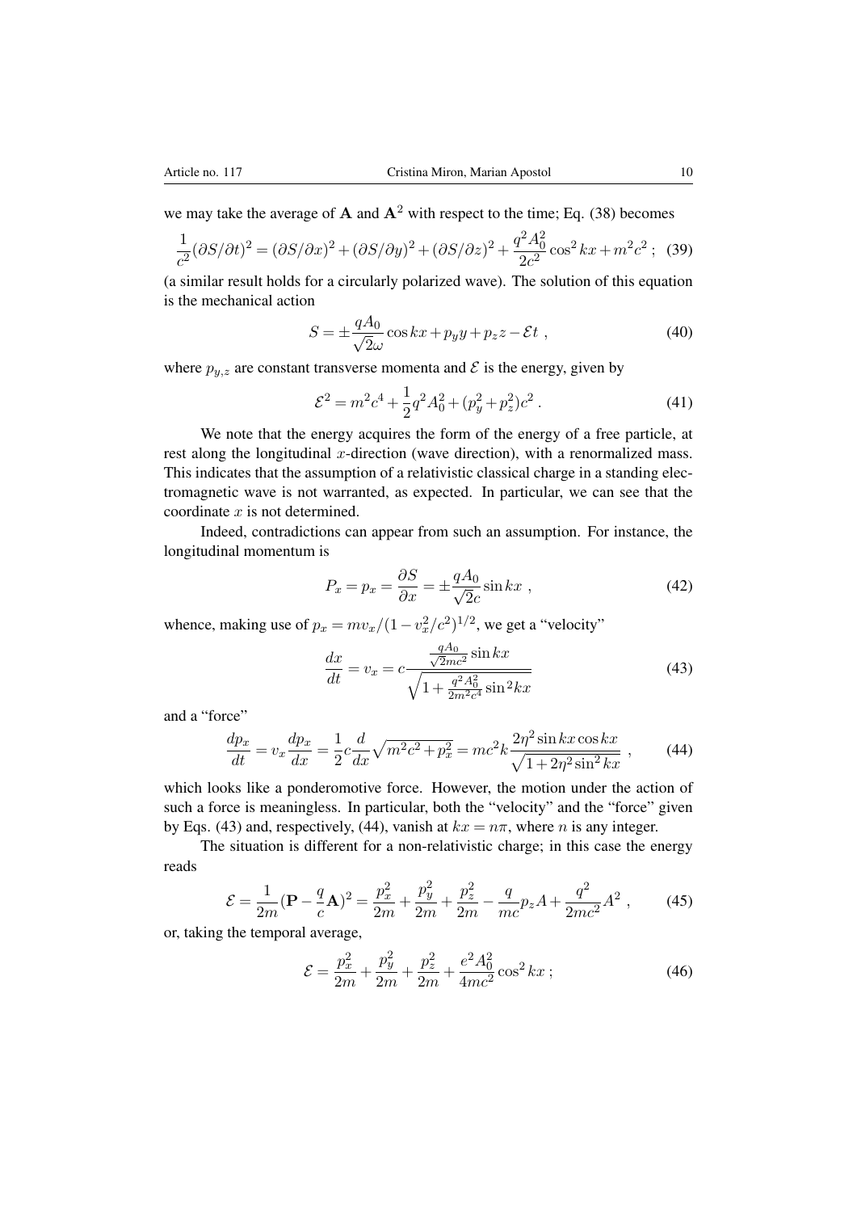we may take the average of $\mathbf{A}$ and $\mathbf{A}^2$ with respect to the time; Eq. (38) becomes

$$\frac{1}{c^2}(\partial S/\partial t)^2 = (\partial S/\partial x)^2 + (\partial S/\partial y)^2 + (\partial S/\partial z)^2 + \frac{q^2 A_0^2}{2c^2}\cos^2 kx + m^2c^2 \; ; \quad (39)$$

(a similar result holds for a circularly polarized wave). The solution of this equation is the mechanical action

$$S = \pm\frac{qA_0}{\sqrt{2}\omega}\cos kx + p_y y + p_z z - \mathcal{E}t \; , \quad (40)$$

where $p_{y,z}$ are constant transverse momenta and $\mathcal{E}$ is the energy, given by

$$\mathcal{E}^2 = m^2c^4 + \frac{1}{2}q^2A_0^2 + (p_y^2 + p_z^2)c^2 \; . \quad (41)$$

We note that the energy acquires the form of the energy of a free particle, at rest along the longitudinal $x$-direction (wave direction), with a renormalized mass. This indicates that the assumption of a relativistic classical charge in a standing electromagnetic wave is not warranted, as expected. In particular, we can see that the coordinate $x$ is not determined.

Indeed, contradictions can appear from such an assumption. For instance, the longitudinal momentum is

$$P_x = p_x = \frac{\partial S}{\partial x} = \pm\frac{qA_0}{\sqrt{2}c}\sin kx \; , \quad (42)$$

whence, making use of $p_x = mv_x/(1 - v_x^2/c^2)^{1/2}$, we get a "velocity"

$$\frac{dx}{dt} = v_x = c\frac{\frac{qA_0}{\sqrt{2}mc^2}\sin kx}{\sqrt{1 + \frac{q^2A_0^2}{2m^2c^4}\sin^2 kx}} \quad (43)$$

and a "force"

$$\frac{dp_x}{dt} = v_x\frac{dp_x}{dx} = \frac{1}{2}c\frac{d}{dx}\sqrt{m^2c^2 + p_x^2} = mc^2k\frac{2\eta^2\sin kx\cos kx}{\sqrt{1 + 2\eta^2\sin^2 kx}} \; , \quad (44)$$

which looks like a ponderomotive force. However, the motion under the action of such a force is meaningless. In particular, both the "velocity" and the "force" given by Eqs. (43) and, respectively, (44), vanish at $kx = n\pi$, where $n$ is any integer.

The situation is different for a non-relativistic charge; in this case the energy reads

$$\mathcal{E} = \frac{1}{2m}(\mathbf{P} - \frac{q}{c}\mathbf{A})^2 = \frac{p_x^2}{2m} + \frac{p_y^2}{2m} + \frac{p_z^2}{2m} - \frac{q}{mc}p_z A + \frac{q^2}{2mc^2}A^2 \; , \quad (45)$$

or, taking the temporal average,

$$\mathcal{E} = \frac{p_x^2}{2m} + \frac{p_y^2}{2m} + \frac{p_z^2}{2m} + \frac{e^2A_0^2}{4mc^2}\cos^2 kx \; ; \quad (46)$$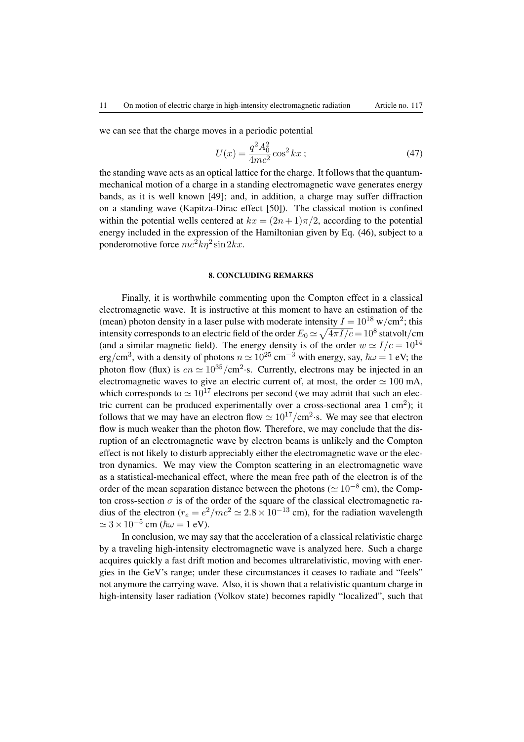we can see that the charge moves in a periodic potential

$$U(x) = \frac{q^2 A_0^2}{4mc^2} \cos^2 kx \; ; \tag{47}$$

the standing wave acts as an optical lattice for the charge. It follows that the quantum-mechanical motion of a charge in a standing electromagnetic wave generates energy bands, as it is well known [49]; and, in addition, a charge may suffer diffraction on a standing wave (Kapitza-Dirac effect [50]). The classical motion is confined within the potential wells centered at $kx = (2n+1)\pi/2$, according to the potential energy included in the expression of the Hamiltonian given by Eq. (46), subject to a ponderomotive force $mc^2 k\eta^2 \sin 2kx$.

## 8. CONCLUDING REMARKS

Finally, it is worthwhile commenting upon the Compton effect in a classical electromagnetic wave. It is instructive at this moment to have an estimation of the (mean) photon density in a laser pulse with moderate intensity $I = 10^{18}$ w/cm$^2$; this intensity corresponds to an electric field of the order $E_0 \simeq \sqrt{4\pi I/c} = 10^8$ statvolt/cm (and a similar magnetic field). The energy density is of the order $w \simeq I/c = 10^{14}$ erg/cm$^3$, with a density of photons $n \simeq 10^{25}$ cm$^{-3}$ with energy, say, $\hbar\omega = 1$ eV; the photon flow (flux) is $cn \simeq 10^{35}$/cm$^2$·s. Currently, electrons may be injected in an electromagnetic waves to give an electric current of, at most, the order $\simeq 100$ mA, which corresponds to $\simeq 10^{17}$ electrons per second (we may admit that such an electric current can be produced experimentally over a cross-sectional area 1 cm$^2$); it follows that we may have an electron flow $\simeq 10^{17}$/cm$^2$·s. We may see that electron flow is much weaker than the photon flow. Therefore, we may conclude that the disruption of an electromagnetic wave by electron beams is unlikely and the Compton effect is not likely to disturb appreciably either the electromagnetic wave or the electron dynamics. We may view the Compton scattering in an electromagnetic wave as a statistical-mechanical effect, where the mean free path of the electron is of the order of the mean separation distance between the photons ($\simeq 10^{-8}$ cm), the Compton cross-section $\sigma$ is of the order of the square of the classical electromagnetic radius of the electron ($r_e = e^2/mc^2 \simeq 2.8 \times 10^{-13}$ cm), for the radiation wavelength $\simeq 3 \times 10^{-5}$ cm ($\hbar\omega = 1$ eV).

In conclusion, we may say that the acceleration of a classical relativistic charge by a traveling high-intensity electromagnetic wave is analyzed here. Such a charge acquires quickly a fast drift motion and becomes ultrarelativistic, moving with energies in the GeV's range; under these circumstances it ceases to radiate and "feels" not anymore the carrying wave. Also, it is shown that a relativistic quantum charge in high-intensity laser radiation (Volkov state) becomes rapidly "localized", such that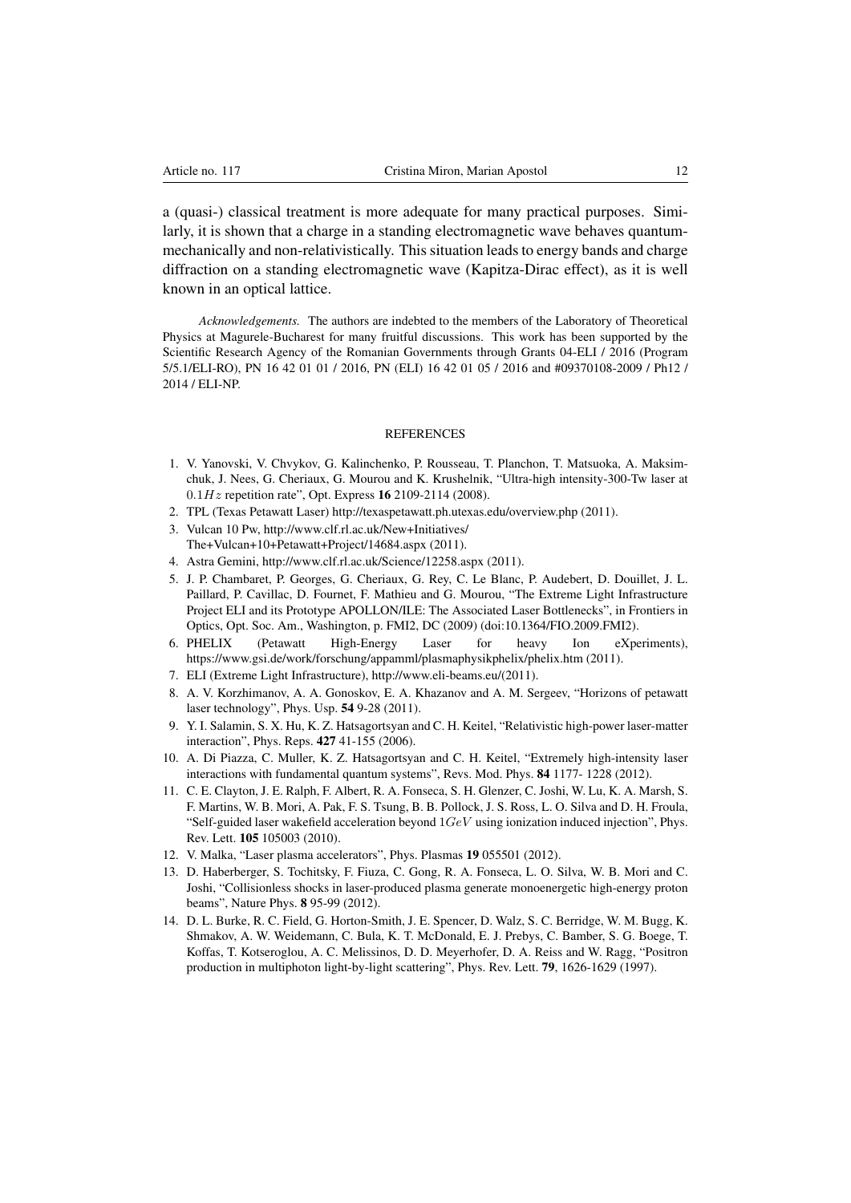a (quasi-) classical treatment is more adequate for many practical purposes. Similarly, it is shown that a charge in a standing electromagnetic wave behaves quantum-mechanically and non-relativistically. This situation leads to energy bands and charge diffraction on a standing electromagnetic wave (Kapitza-Dirac effect), as it is well known in an optical lattice.

*Acknowledgements.* The authors are indebted to the members of the Laboratory of Theoretical Physics at Magurele-Bucharest for many fruitful discussions. This work has been supported by the Scientific Research Agency of the Romanian Governments through Grants 04-ELI / 2016 (Program 5/5.1/ELI-RO), PN 16 42 01 01 / 2016, PN (ELI) 16 42 01 05 / 2016 and #09370108-2009 / Ph12 / 2014 / ELI-NP.

## REFERENCES

1. V. Yanovski, V. Chvykov, G. Kalinchenko, P. Rousseau, T. Planchon, T. Matsuoka, A. Maksimchuk, J. Nees, G. Cheriaux, G. Mourou and K. Krushelnik, "Ultra-high intensity-300-Tw laser at $0.1Hz$ repetition rate", Opt. Express **16** 2109-2114 (2008).
2. TPL (Texas Petawatt Laser) http://texaspetawatt.ph.utexas.edu/overview.php (2011).
3. Vulcan 10 Pw, http://www.clf.rl.ac.uk/New+Initiatives/ The+Vulcan+10+Petawatt+Project/14684.aspx (2011).
4. Astra Gemini, http://www.clf.rl.ac.uk/Science/12258.aspx (2011).
5. J. P. Chambaret, P. Georges, G. Cheriaux, G. Rey, C. Le Blanc, P. Audebert, D. Douillet, J. L. Paillard, P. Cavillac, D. Fournet, F. Mathieu and G. Mourou, "The Extreme Light Infrastructure Project ELI and its Prototype APOLLON/ILE: The Associated Laser Bottlenecks", in Frontiers in Optics, Opt. Soc. Am., Washington, p. FMI2, DC (2009) (doi:10.1364/FIO.2009.FMI2).
6. PHELIX (Petawatt High-Energy Laser for heavy Ion eXperiments), https://www.gsi.de/work/forschung/appamml/plasmaphysikphelix/phelix.htm (2011).
7. ELI (Extreme Light Infrastructure), http://www.eli-beams.eu/(2011).
8. A. V. Korzhimanov, A. A. Gonoskov, E. A. Khazanov and A. M. Sergeev, "Horizons of petawatt laser technology", Phys. Usp. **54** 9-28 (2011).
9. Y. I. Salamin, S. X. Hu, K. Z. Hatsagortsyan and C. H. Keitel, "Relativistic high-power laser-matter interaction", Phys. Reps. **427** 41-155 (2006).
10. A. Di Piazza, C. Muller, K. Z. Hatsagortsyan and C. H. Keitel, "Extremely high-intensity laser interactions with fundamental quantum systems", Revs. Mod. Phys. **84** 1177- 1228 (2012).
11. C. E. Clayton, J. E. Ralph, F. Albert, R. A. Fonseca, S. H. Glenzer, C. Joshi, W. Lu, K. A. Marsh, S. F. Martins, W. B. Mori, A. Pak, F. S. Tsung, B. B. Pollock, J. S. Ross, L. O. Silva and D. H. Froula, "Self-guided laser wakefield acceleration beyond $1GeV$ using ionization induced injection", Phys. Rev. Lett. **105** 105003 (2010).
12. V. Malka, "Laser plasma accelerators", Phys. Plasmas **19** 055501 (2012).
13. D. Haberberger, S. Tochitsky, F. Fiuza, C. Gong, R. A. Fonseca, L. O. Silva, W. B. Mori and C. Joshi, "Collisionless shocks in laser-produced plasma generate monoenergetic high-energy proton beams", Nature Phys. **8** 95-99 (2012).
14. D. L. Burke, R. C. Field, G. Horton-Smith, J. E. Spencer, D. Walz, S. C. Berridge, W. M. Bugg, K. Shmakov, A. W. Weidemann, C. Bula, K. T. McDonald, E. J. Prebys, C. Bamber, S. G. Boege, T. Koffas, T. Kotseroglou, A. C. Melissinos, D. D. Meyerhofer, D. A. Reiss and W. Ragg, "Positron production in multiphoton light-by-light scattering", Phys. Rev. Lett. **79**, 1626-1629 (1997).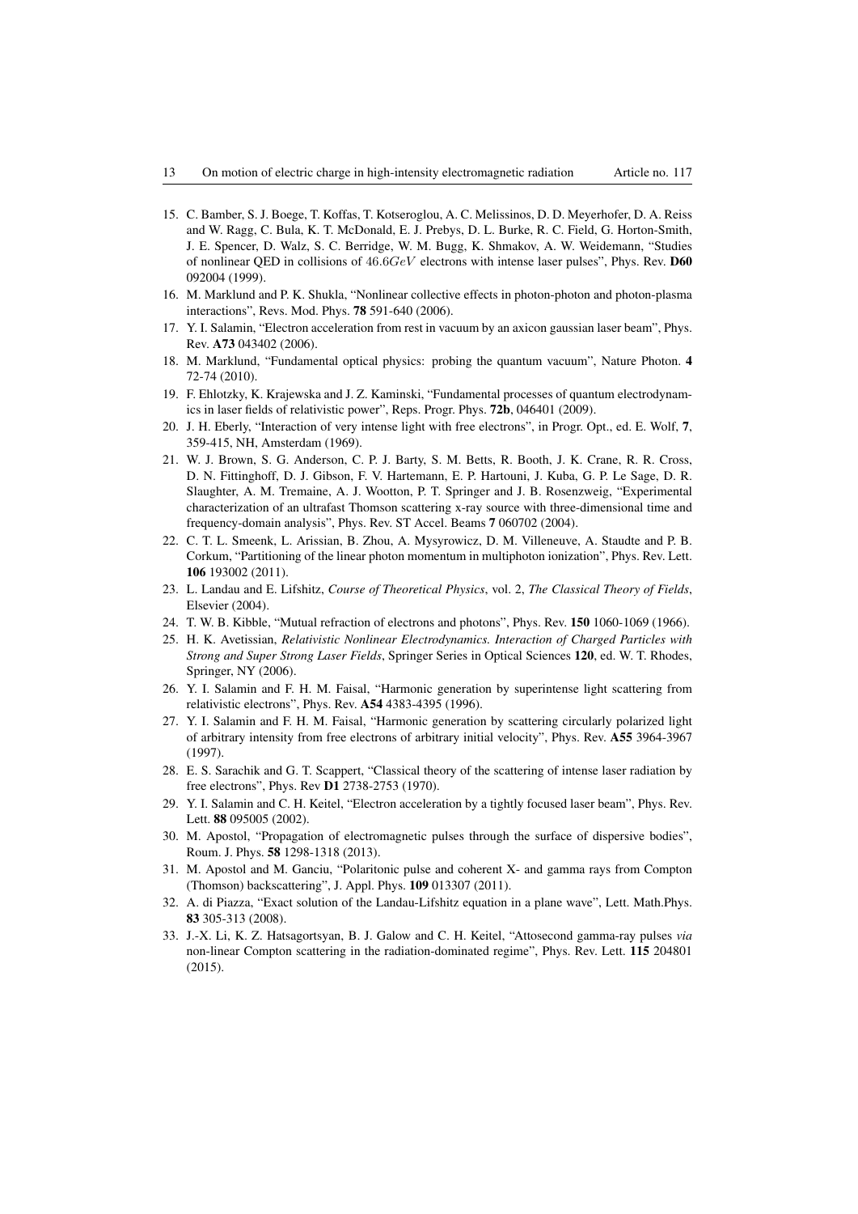15. C. Bamber, S. J. Boege, T. Koffas, T. Kotseroglou, A. C. Melissinos, D. D. Meyerhofer, D. A. Reiss and W. Ragg, C. Bula, K. T. McDonald, E. J. Prebys, D. L. Burke, R. C. Field, G. Horton-Smith, J. E. Spencer, D. Walz, S. C. Berridge, W. M. Bugg, K. Shmakov, A. W. Weidemann, "Studies of nonlinear QED in collisions of $46.6GeV$ electrons with intense laser pulses", Phys. Rev. **D60** 092004 (1999).
16. M. Marklund and P. K. Shukla, "Nonlinear collective effects in photon-photon and photon-plasma interactions", Revs. Mod. Phys. **78** 591-640 (2006).
17. Y. I. Salamin, "Electron acceleration from rest in vacuum by an axicon gaussian laser beam", Phys. Rev. **A73** 043402 (2006).
18. M. Marklund, "Fundamental optical physics: probing the quantum vacuum", Nature Photon. **4** 72-74 (2010).
19. F. Ehlotzky, K. Krajewska and J. Z. Kaminski, "Fundamental processes of quantum electrodynamics in laser fields of relativistic power", Reps. Progr. Phys. **72b**, 046401 (2009).
20. J. H. Eberly, "Interaction of very intense light with free electrons", in Progr. Opt., ed. E. Wolf, **7**, 359-415, NH, Amsterdam (1969).
21. W. J. Brown, S. G. Anderson, C. P. J. Barty, S. M. Betts, R. Booth, J. K. Crane, R. R. Cross, D. N. Fittinghoff, D. J. Gibson, F. V. Hartemann, E. P. Hartouni, J. Kuba, G. P. Le Sage, D. R. Slaughter, A. M. Tremaine, A. J. Wootton, P. T. Springer and J. B. Rosenzweig, "Experimental characterization of an ultrafast Thomson scattering x-ray source with three-dimensional time and frequency-domain analysis", Phys. Rev. ST Accel. Beams **7** 060702 (2004).
22. C. T. L. Smeenk, L. Arissian, B. Zhou, A. Mysyrowicz, D. M. Villeneuve, A. Staudte and P. B. Corkum, "Partitioning of the linear photon momentum in multiphoton ionization", Phys. Rev. Lett. **106** 193002 (2011).
23. L. Landau and E. Lifshitz, *Course of Theoretical Physics*, vol. 2, *The Classical Theory of Fields*, Elsevier (2004).
24. T. W. B. Kibble, "Mutual refraction of electrons and photons", Phys. Rev. **150** 1060-1069 (1966).
25. H. K. Avetissian, *Relativistic Nonlinear Electrodynamics. Interaction of Charged Particles with Strong and Super Strong Laser Fields*, Springer Series in Optical Sciences **120**, ed. W. T. Rhodes, Springer, NY (2006).
26. Y. I. Salamin and F. H. M. Faisal, "Harmonic generation by superintense light scattering from relativistic electrons", Phys. Rev. **A54** 4383-4395 (1996).
27. Y. I. Salamin and F. H. M. Faisal, "Harmonic generation by scattering circularly polarized light of arbitrary intensity from free electrons of arbitrary initial velocity", Phys. Rev. **A55** 3964-3967 (1997).
28. E. S. Sarachik and G. T. Scappert, "Classical theory of the scattering of intense laser radiation by free electrons", Phys. Rev **D1** 2738-2753 (1970).
29. Y. I. Salamin and C. H. Keitel, "Electron acceleration by a tightly focused laser beam", Phys. Rev. Lett. **88** 095005 (2002).
30. M. Apostol, "Propagation of electromagnetic pulses through the surface of dispersive bodies", Roum. J. Phys. **58** 1298-1318 (2013).
31. M. Apostol and M. Ganciu, "Polaritonic pulse and coherent X- and gamma rays from Compton (Thomson) backscattering", J. Appl. Phys. **109** 013307 (2011).
32. A. di Piazza, "Exact solution of the Landau-Lifshitz equation in a plane wave", Lett. Math.Phys. **83** 305-313 (2008).
33. J.-X. Li, K. Z. Hatsagortsyan, B. J. Galow and C. H. Keitel, "Attosecond gamma-ray pulses *via* non-linear Compton scattering in the radiation-dominated regime", Phys. Rev. Lett. **115** 204801 (2015).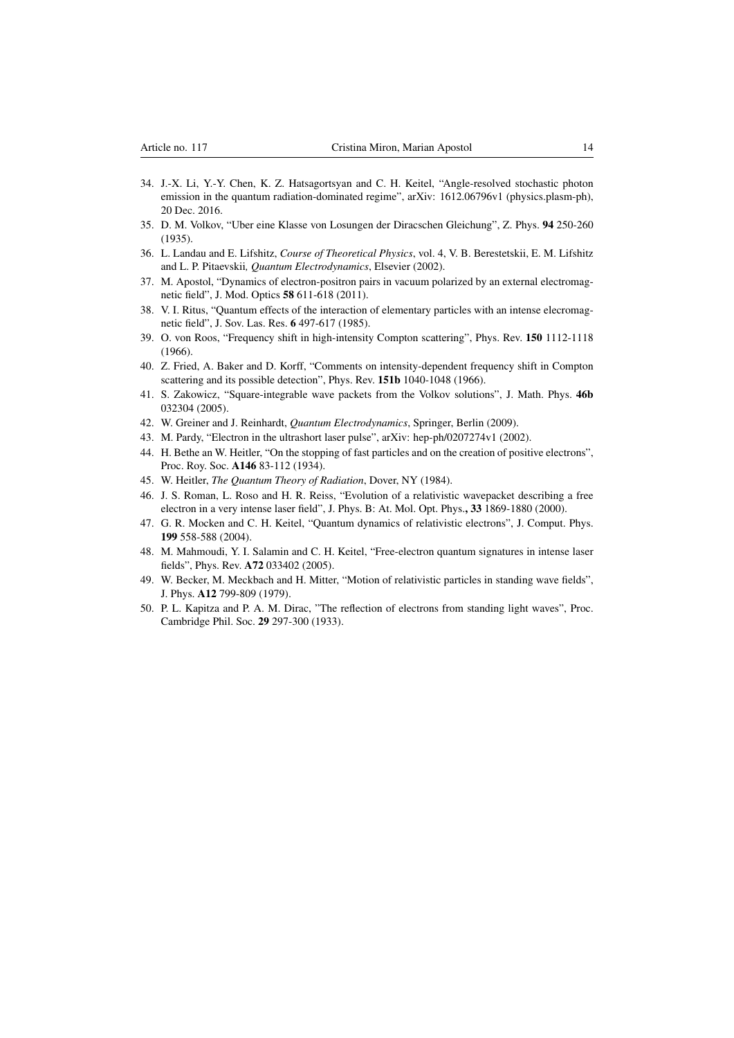34. J.-X. Li, Y.-Y. Chen, K. Z. Hatsagortsyan and C. H. Keitel, "Angle-resolved stochastic photon emission in the quantum radiation-dominated regime", arXiv: 1612.06796v1 (physics.plasm-ph), 20 Dec. 2016.
35. D. M. Volkov, "Uber eine Klasse von Losungen der Diracschen Gleichung", Z. Phys. **94** 250-260 (1935).
36. L. Landau and E. Lifshitz, *Course of Theoretical Physics*, vol. 4, V. B. Berestetskii, E. M. Lifshitz and L. P. Pitaevskii*, Quantum Electrodynamics*, Elsevier (2002).
37. M. Apostol, "Dynamics of electron-positron pairs in vacuum polarized by an external electromagnetic field", J. Mod. Optics **58** 611-618 (2011).
38. V. I. Ritus, "Quantum effects of the interaction of elementary particles with an intense elecromagnetic field", J. Sov. Las. Res. **6** 497-617 (1985).
39. O. von Roos, "Frequency shift in high-intensity Compton scattering", Phys. Rev. **150** 1112-1118 (1966).
40. Z. Fried, A. Baker and D. Korff, "Comments on intensity-dependent frequency shift in Compton scattering and its possible detection", Phys. Rev. **151b** 1040-1048 (1966).
41. S. Zakowicz, "Square-integrable wave packets from the Volkov solutions", J. Math. Phys. **46b** 032304 (2005).
42. W. Greiner and J. Reinhardt, *Quantum Electrodynamics*, Springer, Berlin (2009).
43. M. Pardy, "Electron in the ultrashort laser pulse", arXiv: hep-ph/0207274v1 (2002).
44. H. Bethe an W. Heitler, "On the stopping of fast particles and on the creation of positive electrons", Proc. Roy. Soc. **A146** 83-112 (1934).
45. W. Heitler, *The Quantum Theory of Radiation*, Dover, NY (1984).
46. J. S. Roman, L. Roso and H. R. Reiss, "Evolution of a relativistic wavepacket describing a free electron in a very intense laser field", J. Phys. B: At. Mol. Opt. Phys.**, 33** 1869-1880 (2000).
47. G. R. Mocken and C. H. Keitel, "Quantum dynamics of relativistic electrons", J. Comput. Phys. **199** 558-588 (2004).
48. M. Mahmoudi, Y. I. Salamin and C. H. Keitel, "Free-electron quantum signatures in intense laser fields", Phys. Rev. **A72** 033402 (2005).
49. W. Becker, M. Meckbach and H. Mitter, "Motion of relativistic particles in standing wave fields", J. Phys. **A12** 799-809 (1979).
50. P. L. Kapitza and P. A. M. Dirac, "The reflection of electrons from standing light waves", Proc. Cambridge Phil. Soc. **29** 297-300 (1933).